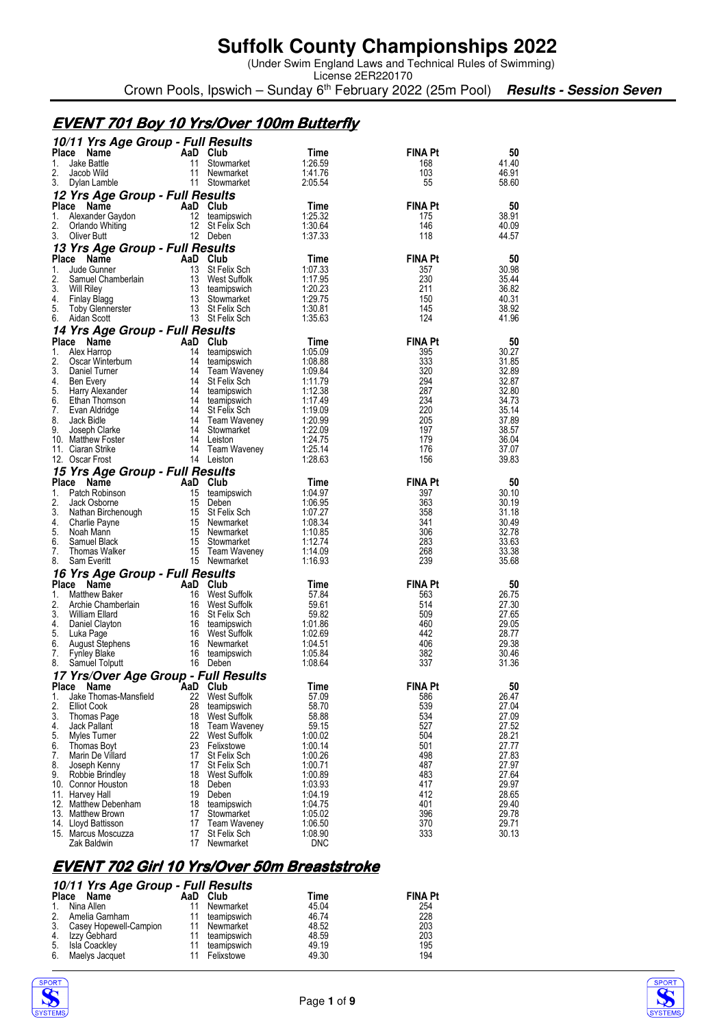# Suffolk County Championships 2022

(Under Swim England Laws and Technical Rules of Swimming)
License 2ER220170

Crown Pools, Ipswich – Sunday 6th February 2022 (25m Pool) ***Results - Session Seven***

## EVENT 701 Boy 10 Yrs/Over 100m Butterfly

### 10/11 Yrs Age Group - Full Results

| Place | Name | AaD | Club | Time | FINA Pt | 50 |
|---|---|---|---|---|---|---|
| 1. | Jake Battle | 11 | Stowmarket | 1:26.59 | 168 | 41.40 |
| 2. | Jacob Wild | 11 | Newmarket | 1:41.76 | 103 | 46.91 |
| 3. | Dylan Lamble | 11 | Stowmarket | 2:05.54 | 55 | 58.60 |

### 12 Yrs Age Group - Full Results

| Place | Name | AaD | Club | Time | FINA Pt | 50 |
|---|---|---|---|---|---|---|
| 1. | Alexander Gaydon | 12 | teamipswich | 1:25.32 | 175 | 38.91 |
| 2. | Orlando Whiting | 12 | St Felix Sch | 1:30.64 | 146 | 40.09 |
| 3. | Oliver Butt | 12 | Deben | 1:37.33 | 118 | 44.57 |

### 13 Yrs Age Group - Full Results

| Place | Name | AaD | Club | Time | FINA Pt | 50 |
|---|---|---|---|---|---|---|
| 1. | Jude Gunner | 13 | St Felix Sch | 1:07.33 | 357 | 30.98 |
| 2. | Samuel Chamberlain | 13 | West Suffolk | 1:17.95 | 230 | 35.44 |
| 3. | Will Riley | 13 | teamipswich | 1:20.23 | 211 | 36.82 |
| 4. | Finlay Blagg | 13 | Stowmarket | 1:29.75 | 150 | 40.31 |
| 5. | Toby Glennerster | 13 | St Felix Sch | 1:30.81 | 145 | 38.92 |
| 6. | Aidan Scott | 13 | St Felix Sch | 1:35.63 | 124 | 41.96 |

### 14 Yrs Age Group - Full Results

| Place | Name | AaD | Club | Time | FINA Pt | 50 |
|---|---|---|---|---|---|---|
| 1. | Alex Harrop | 14 | teamipswich | 1:05.09 | 395 | 30.27 |
| 2. | Oscar Winterburn | 14 | teamipswich | 1:08.88 | 333 | 31.85 |
| 3. | Daniel Turner | 14 | Team Waveney | 1:09.84 | 320 | 32.89 |
| 4. | Ben Every | 14 | St Felix Sch | 1:11.79 | 294 | 32.87 |
| 5. | Harry Alexander | 14 | teamipswich | 1:12.38 | 287 | 32.80 |
| 6. | Ethan Thomson | 14 | teamipswich | 1:17.49 | 234 | 34.73 |
| 7. | Evan Aldridge | 14 | St Felix Sch | 1:19.09 | 220 | 35.14 |
| 8. | Jack Bidle | 14 | Team Waveney | 1:20.99 | 205 | 37.89 |
| 9. | Joseph Clarke | 14 | Stowmarket | 1:22.09 | 197 | 38.57 |
| 10. | Matthew Foster | 14 | Leiston | 1:24.75 | 179 | 36.04 |
| 11. | Ciaran Strike | 14 | Team Waveney | 1:25.14 | 176 | 37.07 |
| 12. | Oscar Frost | 14 | Leiston | 1:28.63 | 156 | 39.83 |

### 15 Yrs Age Group - Full Results

| Place | Name | AaD | Club | Time | FINA Pt | 50 |
|---|---|---|---|---|---|---|
| 1. | Patch Robinson | 15 | teamipswich | 1:04.97 | 397 | 30.10 |
| 2. | Jack Osborne | 15 | Deben | 1:06.95 | 363 | 30.19 |
| 3. | Nathan Birchenough | 15 | St Felix Sch | 1:07.27 | 358 | 31.18 |
| 4. | Charlie Payne | 15 | Newmarket | 1:08.34 | 341 | 30.49 |
| 5. | Noah Mann | 15 | Newmarket | 1:10.85 | 306 | 32.78 |
| 6. | Samuel Black | 15 | Stowmarket | 1:12.74 | 283 | 33.63 |
| 7. | Thomas Walker | 15 | Team Waveney | 1:14.09 | 268 | 33.38 |
| 8. | Sam Everitt | 15 | Newmarket | 1:16.93 | 239 | 35.68 |

### 16 Yrs Age Group - Full Results

| Place | Name | AaD | Club | Time | FINA Pt | 50 |
|---|---|---|---|---|---|---|
| 1. | Matthew Baker | 16 | West Suffolk | 57.84 | 563 | 26.75 |
| 2. | Archie Chamberlain | 16 | West Suffolk | 59.61 | 514 | 27.30 |
| 3. | William Ellard | 16 | St Felix Sch | 59.82 | 509 | 27.65 |
| 4. | Daniel Clayton | 16 | teamipswich | 1:01.86 | 460 | 29.05 |
| 5. | Luka Page | 16 | West Suffolk | 1:02.69 | 442 | 28.77 |
| 6. | August Stephens | 16 | Newmarket | 1:04.51 | 406 | 29.38 |
| 7. | Fynley Blake | 16 | teamipswich | 1:05.84 | 382 | 30.46 |
| 8. | Samuel Tolputt | 16 | Deben | 1:08.64 | 337 | 31.36 |

### 17 Yrs/Over Age Group - Full Results

| Place | Name | AaD | Club | Time | FINA Pt | 50 |
|---|---|---|---|---|---|---|
| 1. | Jake Thomas-Mansfield | 22 | West Suffolk | 57.09 | 586 | 26.47 |
| 2. | Elliot Cook | 28 | teamipswich | 58.70 | 539 | 27.04 |
| 3. | Thomas Page | 18 | West Suffolk | 58.88 | 534 | 27.09 |
| 4. | Jack Pallant | 18 | Team Waveney | 59.15 | 527 | 27.52 |
| 5. | Myles Turner | 22 | West Suffolk | 1:00.02 | 504 | 28.21 |
| 6. | Thomas Boyt | 23 | Felixstowe | 1:00.14 | 501 | 27.77 |
| 7. | Marin De Villard | 17 | St Felix Sch | 1:00.26 | 498 | 27.83 |
| 8. | Joseph Kenny | 17 | St Felix Sch | 1:00.71 | 487 | 27.97 |
| 9. | Robbie Brindley | 18 | West Suffolk | 1:00.89 | 483 | 27.64 |
| 10. | Connor Houston | 18 | Deben | 1:03.93 | 417 | 29.97 |
| 11. | Harvey Hall | 19 | Deben | 1:04.19 | 412 | 28.65 |
| 12. | Matthew Debenham | 18 | teamipswich | 1:04.75 | 401 | 29.40 |
| 13. | Matthew Brown | 17 | Stowmarket | 1:05.02 | 396 | 29.78 |
| 14. | Lloyd Battisson | 17 | Team Waveney | 1:06.50 | 370 | 29.71 |
| 15. | Marcus Moscuzza | 17 | St Felix Sch | 1:08.90 | 333 | 30.13 |
| | Zak Baldwin | 17 | Newmarket | DNC | | |

## EVENT 702 Girl 10 Yrs/Over 50m Breaststroke

### 10/11 Yrs Age Group - Full Results

| Place | Name | AaD | Club | Time | FINA Pt |
|---|---|---|---|---|---|
| 1. | Nina Allen | 11 | Newmarket | 45.04 | 254 |
| 2. | Amelia Garnham | 11 | teamipswich | 46.74 | 228 |
| 3. | Casey Hopewell-Campion | 11 | Newmarket | 48.52 | 203 |
| 4. | Izzy Gebhard | 11 | teamipswich | 48.59 | 203 |
| 5. | Isla Coackley | 11 | teamipswich | 49.19 | 195 |
| 6. | Maelys Jacquet | 11 | Felixstowe | 49.30 | 194 |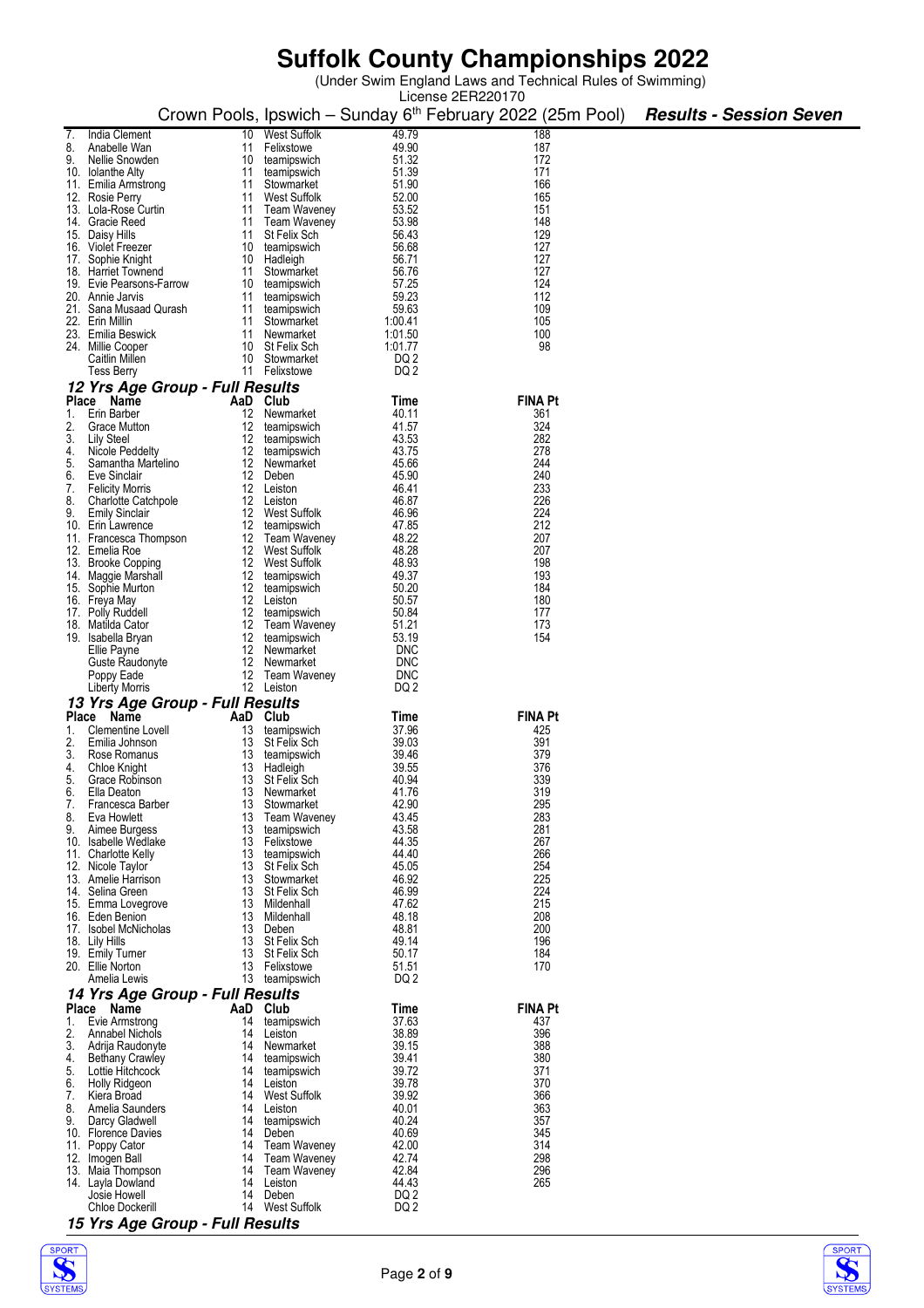# Suffolk County Championships 2022

(Under Swim England Laws and Technical Rules of Swimming)
License 2ER220170

Crown Pools, Ipswich – Sunday 6th February 2022 (25m Pool) ***Results - Session Seven***

| Place | Name | AaD | Club | Time | FINA Pt |
|---|---|---|---|---|---|
| 7. | India Clement | 10 | West Suffolk | 49.79 | 188 |
| 8. | Anabelle Wan | 11 | Felixstowe | 49.90 | 187 |
| 9. | Nellie Snowden | 10 | teamipswich | 51.32 | 172 |
| 10. | Iolanthe Alty | 11 | teamipswich | 51.39 | 171 |
| 11. | Emilia Armstrong | 11 | Stowmarket | 51.90 | 166 |
| 12. | Rosie Perry | 11 | West Suffolk | 52.00 | 165 |
| 13. | Lola-Rose Curtin | 11 | Team Waveney | 53.52 | 151 |
| 14. | Gracie Reed | 11 | Team Waveney | 53.98 | 148 |
| 15. | Daisy Hills | 11 | St Felix Sch | 56.43 | 129 |
| 16. | Violet Freezer | 10 | teamipswich | 56.68 | 127 |
| 17. | Sophie Knight | 10 | Hadleigh | 56.71 | 127 |
| 18. | Harriet Townend | 11 | Stowmarket | 56.76 | 127 |
| 19. | Evie Pearsons-Farrow | 10 | teamipswich | 57.25 | 124 |
| 20. | Annie Jarvis | 11 | teamipswich | 59.23 | 112 |
| 21. | Sana Musaad Qurash | 11 | teamipswich | 59.63 | 109 |
| 22. | Erin Millin | 11 | Stowmarket | 1:00.41 | 105 |
| 23. | Emilia Beswick | 11 | Newmarket | 1:01.50 | 100 |
| 24. | Millie Cooper | 10 | St Felix Sch | 1:01.77 | 98 |
| | Caitlin Millen | 10 | Stowmarket | DQ 2 | |
| | Tess Berry | 11 | Felixstowe | DQ 2 | |

### *12 Yrs Age Group - Full Results*

| Place | Name | AaD | Club | Time | FINA Pt |
|---|---|---|---|---|---|
| 1. | Erin Barber | 12 | Newmarket | 40.11 | 361 |
| 2. | Grace Mutton | 12 | teamipswich | 41.57 | 324 |
| 3. | Lily Steel | 12 | teamipswich | 43.53 | 282 |
| 4. | Nicole Peddelty | 12 | teamipswich | 43.75 | 278 |
| 5. | Samantha Martelino | 12 | Newmarket | 45.66 | 244 |
| 6. | Eve Sinclair | 12 | Deben | 45.90 | 240 |
| 7. | Felicity Morris | 12 | Leiston | 46.41 | 233 |
| 8. | Charlotte Catchpole | 12 | Leiston | 46.87 | 226 |
| 9. | Emily Sinclair | 12 | West Suffolk | 46.96 | 224 |
| 10. | Erin Lawrence | 12 | teamipswich | 47.85 | 212 |
| 11. | Francesca Thompson | 12 | Team Waveney | 48.22 | 207 |
| 12. | Emelia Roe | 12 | West Suffolk | 48.28 | 207 |
| 13. | Brooke Copping | 12 | West Suffolk | 48.93 | 198 |
| 14. | Maggie Marshall | 12 | teamipswich | 49.37 | 193 |
| 15. | Sophie Murton | 12 | teamipswich | 50.20 | 184 |
| 16. | Freya May | 12 | Leiston | 50.57 | 180 |
| 17. | Polly Ruddell | 12 | teamipswich | 50.84 | 177 |
| 18. | Matilda Cator | 12 | Team Waveney | 51.21 | 173 |
| 19. | Isabella Bryan | 12 | teamipswich | 53.19 | 154 |
| | Ellie Payne | 12 | Newmarket | DNC | |
| | Guste Raudonyte | 12 | Newmarket | DNC | |
| | Poppy Eade | 12 | Team Waveney | DNC | |
| | Liberty Morris | 12 | Leiston | DQ 2 | |

### *13 Yrs Age Group - Full Results*

| Place | Name | AaD | Club | Time | FINA Pt |
|---|---|---|---|---|---|
| 1. | Clementine Lovell | 13 | teamipswich | 37.96 | 425 |
| 2. | Emilia Johnson | 13 | St Felix Sch | 39.03 | 391 |
| 3. | Rose Romanus | 13 | teamipswich | 39.46 | 379 |
| 4. | Chloe Knight | 13 | Hadleigh | 39.55 | 376 |
| 5. | Grace Robinson | 13 | St Felix Sch | 40.94 | 339 |
| 6. | Ella Deaton | 13 | Newmarket | 41.76 | 319 |
| 7. | Francesca Barber | 13 | Stowmarket | 42.90 | 295 |
| 8. | Eva Howlett | 13 | Team Waveney | 43.45 | 283 |
| 9. | Aimee Burgess | 13 | teamipswich | 43.58 | 281 |
| 10. | Isabelle Wedlake | 13 | Felixstowe | 44.35 | 267 |
| 11. | Charlotte Kelly | 13 | teamipswich | 44.40 | 266 |
| 12. | Nicole Taylor | 13 | St Felix Sch | 45.05 | 254 |
| 13. | Amelie Harrison | 13 | Stowmarket | 46.92 | 225 |
| 14. | Selina Green | 13 | St Felix Sch | 46.99 | 224 |
| 15. | Emma Lovegrove | 13 | Mildenhall | 47.62 | 215 |
| 16. | Eden Benion | 13 | Mildenhall | 48.18 | 208 |
| 17. | Isobel McNicholas | 13 | Deben | 48.81 | 200 |
| 18. | Lily Hills | 13 | St Felix Sch | 49.14 | 196 |
| 19. | Emily Turner | 13 | St Felix Sch | 50.17 | 184 |
| 20. | Ellie Norton | 13 | Felixstowe | 51.51 | 170 |
| | Amelia Lewis | 13 | teamipswich | DQ 2 | |

### *14 Yrs Age Group - Full Results*

| Place | Name | AaD | Club | Time | FINA Pt |
|---|---|---|---|---|---|
| 1. | Evie Armstrong | 14 | teamipswich | 37.63 | 437 |
| 2. | Annabel Nichols | 14 | Leiston | 38.89 | 396 |
| 3. | Adrija Raudonyte | 14 | Newmarket | 39.15 | 388 |
| 4. | Bethany Crawley | 14 | teamipswich | 39.41 | 380 |
| 5. | Lottie Hitchcock | 14 | teamipswich | 39.72 | 371 |
| 6. | Holly Ridgeon | 14 | Leiston | 39.78 | 370 |
| 7. | Kiera Broad | 14 | West Suffolk | 39.92 | 366 |
| 8. | Amelia Saunders | 14 | Leiston | 40.01 | 363 |
| 9. | Darcy Gladwell | 14 | teamipswich | 40.24 | 357 |
| 10. | Florence Davies | 14 | Deben | 40.69 | 345 |
| 11. | Poppy Cator | 14 | Team Waveney | 42.00 | 314 |
| 12. | Imogen Ball | 14 | Team Waveney | 42.74 | 298 |
| 13. | Maia Thompson | 14 | Team Waveney | 42.84 | 296 |
| 14. | Layla Dowland | 14 | Leiston | 44.43 | 265 |
| | Josie Howell | 14 | Deben | DQ 2 | |
| | Chloe Dockerill | 14 | West Suffolk | DQ 2 | |

### *15 Yrs Age Group - Full Results*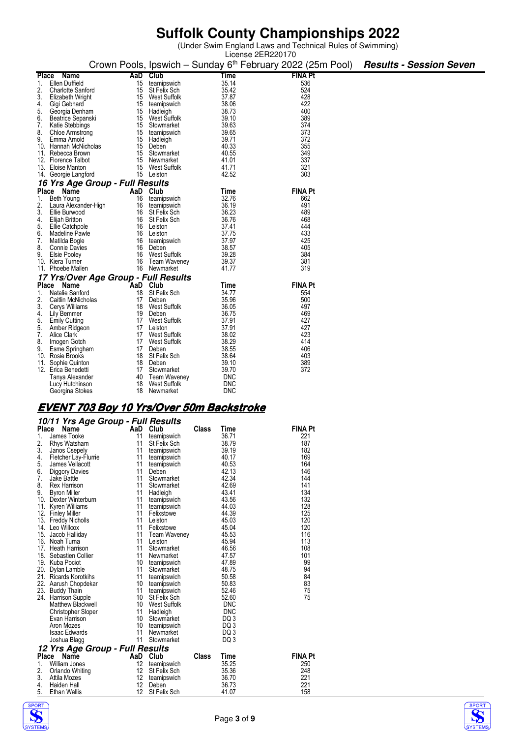# Suffolk County Championships 2022

(Under Swim England Laws and Technical Rules of Swimming)
License 2ER220170

Crown Pools, Ipswich – Sunday 6th February 2022 (25m Pool) ***Results - Session Seven***

| Place | Name | AaD | Club | Time | FINA Pt |
|---|---|---|---|---|---|
| 1. | Ellen Duffield | 15 | teamipswich | 35.14 | 536 |
| 2. | Charlotte Sanford | 15 | St Felix Sch | 35.42 | 524 |
| 3. | Elizabeth Wright | 15 | West Suffolk | 37.87 | 428 |
| 4. | Gigi Gebhard | 15 | teamipswich | 38.06 | 422 |
| 5. | Georgia Denham | 15 | Hadleigh | 38.73 | 400 |
| 6. | Beatrice Sepanski | 15 | West Suffolk | 39.10 | 389 |
| 7. | Katie Stebbings | 15 | Stowmarket | 39.63 | 374 |
| 8. | Chloe Armstrong | 15 | teamipswich | 39.65 | 373 |
| 9. | Emma Arnold | 15 | Hadleigh | 39.71 | 372 |
| 10. | Hannah McNicholas | 15 | Deben | 40.33 | 355 |
| 11. | Rebecca Brown | 15 | Stowmarket | 40.55 | 349 |
| 12. | Florence Talbot | 15 | Newmarket | 41.01 | 337 |
| 13. | Eloise Manton | 15 | West Suffolk | 41.71 | 321 |
| 14. | Georgie Langford | 15 | Leiston | 42.52 | 303 |

### *16 Yrs Age Group - Full Results*

| Place | Name | AaD | Club | Time | FINA Pt |
|---|---|---|---|---|---|
| 1. | Beth Young | 16 | teamipswich | 32.76 | 662 |
| 2. | Laura Alexander-High | 16 | teamipswich | 36.19 | 491 |
| 3. | Ellie Burwood | 16 | St Felix Sch | 36.23 | 489 |
| 4. | Elijah Britton | 16 | St Felix Sch | 36.76 | 468 |
| 5. | Ellie Catchpole | 16 | Leiston | 37.41 | 444 |
| 6. | Madeline Pawle | 16 | Leiston | 37.75 | 433 |
| 7. | Matilda Bogle | 16 | teamipswich | 37.97 | 425 |
| 8. | Connie Davies | 16 | Deben | 38.57 | 405 |
| 9. | Elsie Pooley | 16 | West Suffolk | 39.28 | 384 |
| 10. | Kiera Turner | 16 | Team Waveney | 39.37 | 381 |
| 11. | Phoebe Mallen | 16 | Newmarket | 41.77 | 319 |

### *17 Yrs/Over Age Group - Full Results*

| Place | Name | AaD | Club | Time | FINA Pt |
|---|---|---|---|---|---|
| 1. | Natalie Sanford | 18 | St Felix Sch | 34.77 | 554 |
| 2. | Caitlin McNicholas | 17 | Deben | 35.96 | 500 |
| 3. | Cerys Williams | 18 | West Suffolk | 36.05 | 497 |
| 4. | Lily Bemmer | 19 | Deben | 36.75 | 469 |
| 5. | Emily Cutting | 17 | West Suffolk | 37.91 | 427 |
| 5. | Amber Ridgeon | 17 | Leiston | 37.91 | 427 |
| 7. | Alice Clark | 17 | West Suffolk | 38.02 | 423 |
| 8. | Imogen Gotch | 17 | West Suffolk | 38.29 | 414 |
| 9. | Esme Springham | 17 | Deben | 38.55 | 406 |
| 10. | Rosie Brooks | 18 | St Felix Sch | 38.64 | 403 |
| 11. | Sophie Quinton | 18 | Deben | 39.10 | 389 |
| 12. | Erica Benedetti | 17 | Stowmarket | 39.70 | 372 |
| | Tanya Alexander | 40 | Team Waveney | DNC | |
| | Lucy Hutchinson | 18 | West Suffolk | DNC | |
| | Georgina Stokes | 18 | Newmarket | DNC | |

## EVENT 703 Boy 10 Yrs/Over 50m Backstroke

### *10/11 Yrs Age Group - Full Results*

| Place | Name | AaD | Club | Class | Time | FINA Pt |
|---|---|---|---|---|---|---|
| 1. | James Tooke | 11 | teamipswich | | 36.71 | 221 |
| 2. | Rhys Watsham | 11 | St Felix Sch | | 38.79 | 187 |
| 3. | Janos Csepely | 11 | teamipswich | | 39.19 | 182 |
| 4. | Fletcher Lay-Flurrie | 11 | teamipswich | | 40.17 | 169 |
| 5. | James Vellacott | 11 | teamipswich | | 40.53 | 164 |
| 6. | Diggory Davies | 11 | Deben | | 42.13 | 146 |
| 7. | Jake Battle | 11 | Stowmarket | | 42.34 | 144 |
| 8. | Rex Harrison | 11 | Stowmarket | | 42.69 | 141 |
| 9. | Byron Miller | 11 | Hadleigh | | 43.41 | 134 |
| 10. | Dexter Winterburn | 11 | teamipswich | | 43.56 | 132 |
| 11. | Kyren Williams | 11 | teamipswich | | 44.03 | 128 |
| 12. | Finley Miller | 11 | Felixstowe | | 44.39 | 125 |
| 13. | Freddy Nicholls | 11 | Leiston | | 45.03 | 120 |
| 14. | Leo Willcox | 11 | Felixstowe | | 45.04 | 120 |
| 15. | Jacob Halliday | 11 | Team Waveney | | 45.53 | 116 |
| 16. | Noah Turna | 11 | Leiston | | 45.94 | 113 |
| 17. | Heath Harrison | 11 | Stowmarket | | 46.56 | 108 |
| 18. | Sebastien Collier | 11 | Newmarket | | 47.57 | 101 |
| 19. | Kuba Pociot | 10 | teamipswich | | 47.89 | 99 |
| 20. | Dylan Lamble | 11 | Stowmarket | | 48.75 | 94 |
| 21. | Ricards Korotkihs | 11 | teamipswich | | 50.58 | 84 |
| 22. | Aarush Chopdekar | 10 | teamipswich | | 50.83 | 83 |
| 23. | Buddy Thain | 11 | teamipswich | | 52.46 | 75 |
| 24. | Harrison Supple | 10 | St Felix Sch | | 52.60 | 75 |
| | Matthew Blackwell | 10 | West Suffolk | | DNC | |
| | Christopher Sloper | 11 | Hadleigh | | DNC | |
| | Evan Harrison | 10 | Stowmarket | | DQ 3 | |
| | Aron Mozes | 10 | teamipswich | | DQ 3 | |
| | Isaac Edwards | 11 | Newmarket | | DQ 3 | |
| | Joshua Blagg | 11 | Stowmarket | | DQ 3 | |

### *12 Yrs Age Group - Full Results*

| Place | Name | AaD | Club | Class | Time | FINA Pt |
|---|---|---|---|---|---|---|
| 1. | William Jones | 12 | teamipswich | | 35.25 | 250 |
| 2. | Orlando Whiting | 12 | St Felix Sch | | 35.36 | 248 |
| 3. | Attila Mozes | 12 | teamipswich | | 36.70 | 221 |
| 4. | Haiden Hall | 12 | Deben | | 36.73 | 221 |
| 5. | Ethan Wallis | 12 | St Felix Sch | | 41.07 | 158 |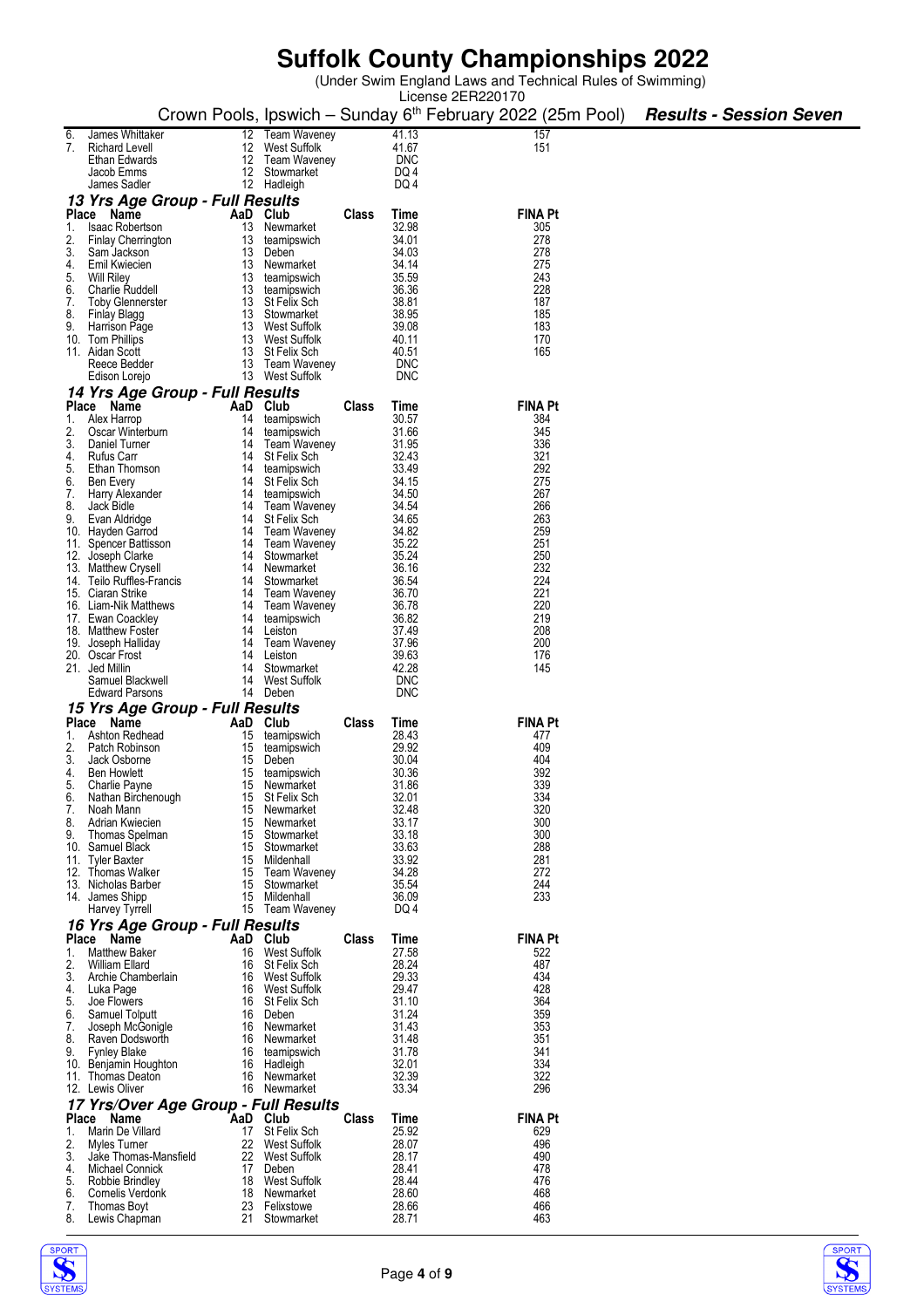# Suffolk County Championships 2022

(Under Swim England Laws and Technical Rules of Swimming)
License 2ER220170

Crown Pools, Ipswich – Sunday 6th February 2022 (25m Pool) ***Results - Session Seven***

| Place | Name | AaD | Club | Class | Time | FINA Pt |
|---|---|---|---|---|---|---|
| 6. | James Whittaker | 12 | Team Waveney | | 41.13 | 157 |
| 7. | Richard Levell | 12 | West Suffolk | | 41.67 | 151 |
| | Ethan Edwards | 12 | Team Waveney | | DNC | |
| | Jacob Emms | 12 | Stowmarket | | DQ 4 | |
| | James Sadler | 12 | Hadleigh | | DQ 4 | |

### *13 Yrs Age Group - Full Results*

| Place | Name | AaD | Club | Class | Time | FINA Pt |
|---|---|---|---|---|---|---|
| 1. | Isaac Robertson | 13 | Newmarket | | 32.98 | 305 |
| 2. | Finlay Cherrington | 13 | teamipswich | | 34.01 | 278 |
| 3. | Sam Jackson | 13 | Deben | | 34.03 | 278 |
| 4. | Emil Kwiecien | 13 | Newmarket | | 34.14 | 275 |
| 5. | Will Riley | 13 | teamipswich | | 35.59 | 243 |
| 6. | Charlie Ruddell | 13 | teamipswich | | 36.36 | 228 |
| 7. | Toby Glennerster | 13 | St Felix Sch | | 38.81 | 187 |
| 8. | Finlay Blagg | 13 | Stowmarket | | 38.95 | 185 |
| 9. | Harrison Page | 13 | West Suffolk | | 39.08 | 183 |
| 10. | Tom Phillips | 13 | West Suffolk | | 40.11 | 170 |
| 11. | Aidan Scott | 13 | St Felix Sch | | 40.51 | 165 |
| | Reece Bedder | 13 | Team Waveney | | DNC | |
| | Edison Lorejo | 13 | West Suffolk | | DNC | |

### *14 Yrs Age Group - Full Results*

| Place | Name | AaD | Club | Class | Time | FINA Pt |
|---|---|---|---|---|---|---|
| 1. | Alex Harrop | 14 | teamipswich | | 30.57 | 384 |
| 2. | Oscar Winterburn | 14 | teamipswich | | 31.66 | 345 |
| 3. | Daniel Turner | 14 | Team Waveney | | 31.95 | 336 |
| 4. | Rufus Carr | 14 | St Felix Sch | | 32.43 | 321 |
| 5. | Ethan Thomson | 14 | teamipswich | | 33.49 | 292 |
| 6. | Ben Every | 14 | St Felix Sch | | 34.15 | 275 |
| 7. | Harry Alexander | 14 | teamipswich | | 34.50 | 267 |
| 8. | Jack Bidle | 14 | Team Waveney | | 34.54 | 266 |
| 9. | Evan Aldridge | 14 | St Felix Sch | | 34.65 | 263 |
| 10. | Hayden Garrod | 14 | Team Waveney | | 34.82 | 259 |
| 11. | Spencer Battisson | 14 | Team Waveney | | 35.22 | 251 |
| 12. | Joseph Clarke | 14 | Stowmarket | | 35.24 | 250 |
| 13. | Matthew Crysell | 14 | Newmarket | | 36.16 | 232 |
| 14. | Teilo Ruffles-Francis | 14 | Stowmarket | | 36.54 | 224 |
| 15. | Ciaran Strike | 14 | Team Waveney | | 36.70 | 221 |
| 16. | Liam-Nik Matthews | 14 | Team Waveney | | 36.78 | 220 |
| 17. | Ewan Coackley | 14 | teamipswich | | 36.82 | 219 |
| 18. | Matthew Foster | 14 | Leiston | | 37.49 | 208 |
| 19. | Joseph Halliday | 14 | Team Waveney | | 37.96 | 200 |
| 20. | Oscar Frost | 14 | Leiston | | 39.63 | 176 |
| 21. | Jed Millin | 14 | Stowmarket | | 42.28 | 145 |
| | Samuel Blackwell | 14 | West Suffolk | | DNC | |
| | Edward Parsons | 14 | Deben | | DNC | |

### *15 Yrs Age Group - Full Results*

| Place | Name | AaD | Club | Class | Time | FINA Pt |
|---|---|---|---|---|---|---|
| 1. | Ashton Redhead | 15 | teamipswich | | 28.43 | 477 |
| 2. | Patch Robinson | 15 | teamipswich | | 29.92 | 409 |
| 3. | Jack Osborne | 15 | Deben | | 30.04 | 404 |
| 4. | Ben Howlett | 15 | teamipswich | | 30.36 | 392 |
| 5. | Charlie Payne | 15 | Newmarket | | 31.86 | 339 |
| 6. | Nathan Birchenough | 15 | St Felix Sch | | 32.01 | 334 |
| 7. | Noah Mann | 15 | Newmarket | | 32.48 | 320 |
| 8. | Adrian Kwiecien | 15 | Newmarket | | 33.17 | 300 |
| 9. | Thomas Spelman | 15 | Stowmarket | | 33.18 | 300 |
| 10. | Samuel Black | 15 | Stowmarket | | 33.63 | 288 |
| 11. | Tyler Baxter | 15 | Mildenhall | | 33.92 | 281 |
| 12. | Thomas Walker | 15 | Team Waveney | | 34.28 | 272 |
| 13. | Nicholas Barber | 15 | Stowmarket | | 35.54 | 244 |
| 14. | James Shipp | 15 | Mildenhall | | 36.09 | 233 |
| | Harvey Tyrrell | 15 | Team Waveney | | DQ 4 | |

### *16 Yrs Age Group - Full Results*

| Place | Name | AaD | Club | Class | Time | FINA Pt |
|---|---|---|---|---|---|---|
| 1. | Matthew Baker | 16 | West Suffolk | | 27.58 | 522 |
| 2. | William Ellard | 16 | St Felix Sch | | 28.24 | 487 |
| 3. | Archie Chamberlain | 16 | West Suffolk | | 29.33 | 434 |
| 4. | Luka Page | 16 | West Suffolk | | 29.47 | 428 |
| 5. | Joe Flowers | 16 | St Felix Sch | | 31.10 | 364 |
| 6. | Samuel Tolputt | 16 | Deben | | 31.24 | 359 |
| 7. | Joseph McGonigle | 16 | Newmarket | | 31.43 | 353 |
| 8. | Raven Dodsworth | 16 | Newmarket | | 31.48 | 351 |
| 9. | Fynley Blake | 16 | teamipswich | | 31.78 | 341 |
| 10. | Benjamin Houghton | 16 | Hadleigh | | 32.01 | 334 |
| 11. | Thomas Deaton | 16 | Newmarket | | 32.39 | 322 |
| 12. | Lewis Oliver | 16 | Newmarket | | 33.34 | 296 |

### *17 Yrs/Over Age Group - Full Results*

| Place | Name | AaD | Club | Class | Time | FINA Pt |
|---|---|---|---|---|---|---|
| 1. | Marin De Villard | 17 | St Felix Sch | | 25.92 | 629 |
| 2. | Myles Turner | 22 | West Suffolk | | 28.07 | 496 |
| 3. | Jake Thomas-Mansfield | 22 | West Suffolk | | 28.17 | 490 |
| 4. | Michael Connick | 17 | Deben | | 28.41 | 478 |
| 5. | Robbie Brindley | 18 | West Suffolk | | 28.44 | 476 |
| 6. | Cornelis Verdonk | 18 | Newmarket | | 28.60 | 468 |
| 7. | Thomas Boyt | 23 | Felixstowe | | 28.66 | 466 |
| 8. | Lewis Chapman | 21 | Stowmarket | | 28.71 | 463 |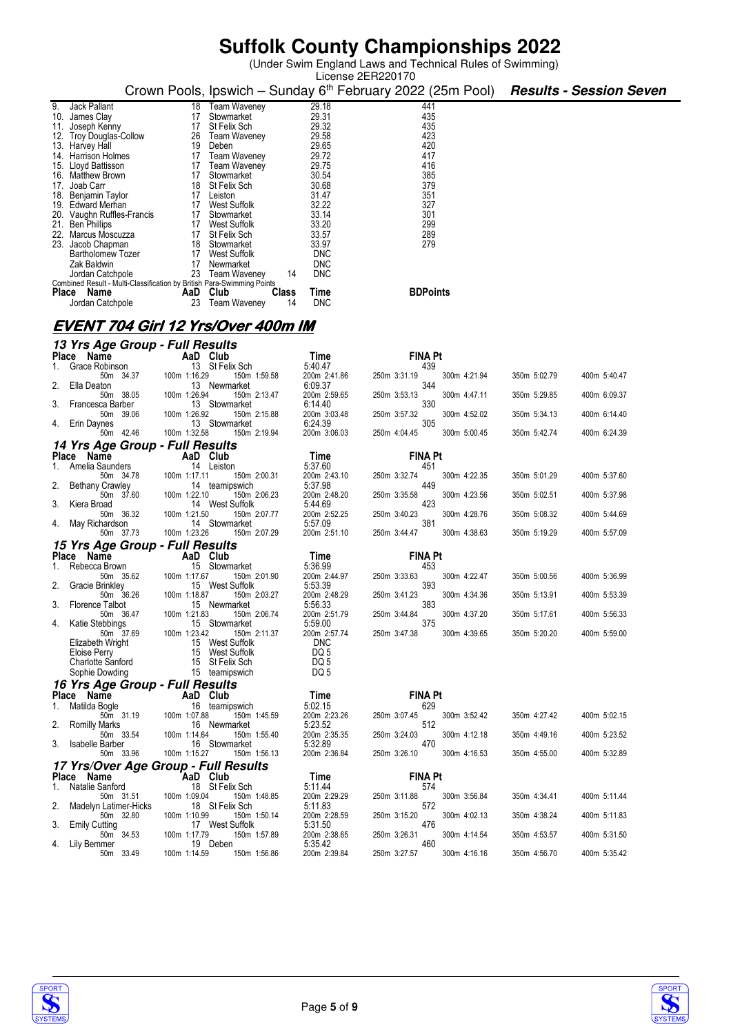# Suffolk County Championships 2022

(Under Swim England Laws and Technical Rules of Swimming)
License 2ER220170

Crown Pools, Ipswich – Sunday 6th February 2022 (25m Pool) ***Results - Session Seven***

| Place | Name | AaD | Club | Class | Time | FINA Pt |
|---|---|---|---|---|---|---|
| 9. | Jack Pallant | 18 | Team Waveney | | 29.18 | 441 |
| 10. | James Clay | 17 | Stowmarket | | 29.31 | 435 |
| 11. | Joseph Kenny | 17 | St Felix Sch | | 29.32 | 435 |
| 12. | Troy Douglas-Collow | 26 | Team Waveney | | 29.58 | 423 |
| 13. | Harvey Hall | 19 | Deben | | 29.65 | 420 |
| 14. | Harrison Holmes | 17 | Team Waveney | | 29.72 | 417 |
| 15. | Lloyd Battisson | 17 | Team Waveney | | 29.75 | 416 |
| 16. | Matthew Brown | 17 | Stowmarket | | 30.54 | 385 |
| 17. | Joab Carr | 18 | St Felix Sch | | 30.68 | 379 |
| 18. | Benjamin Taylor | 17 | Leiston | | 31.47 | 351 |
| 19. | Edward Merhan | 17 | West Suffolk | | 32.22 | 327 |
| 20. | Vaughn Ruffles-Francis | 17 | Stowmarket | | 33.14 | 301 |
| 21. | Ben Phillips | 17 | West Suffolk | | 33.20 | 299 |
| 22. | Marcus Moscuzza | 17 | St Felix Sch | | 33.57 | 289 |
| 23. | Jacob Chapman | 18 | Stowmarket | | 33.97 | 279 |
| | Bartholomew Tozer | 17 | West Suffolk | | DNC | |
| | Zak Baldwin | 17 | Newmarket | | DNC | |
| | Jordan Catchpole | 23 | Team Waveney | 14 | DNC | |

Combined Result - Multi-Classification by British Para-Swimming Points

| Place | Name | AaD | Club | Class | Time | BDPoints |
|---|---|---|---|---|---|---|
| | Jordan Catchpole | 23 | Team Waveney | 14 | DNC | |

## EVENT 704 Girl 12 Yrs/Over 400m IM

### 13 Yrs Age Group - Full Results

| Place | Name | AaD | Club | Time | FINA Pt | | | | |
|---|---|---|---|---|---|---|---|---|---|
| 1. | Grace Robinson | 13 | St Felix Sch | 5:40.47 | 439 | | | | |
| | 50m 34.37 | 100m 1:16.29 | 150m 1:59.58 | 200m 2:41.86 | 250m 3:31.19 | 300m 4:21.94 | 350m 5:02.79 | 400m 5:40.47 | |
| 2. | Ella Deaton | 13 | Newmarket | 6:09.37 | 344 | | | | |
| | 50m 38.05 | 100m 1:26.94 | 150m 2:13.47 | 200m 2:59.65 | 250m 3:53.13 | 300m 4:47.11 | 350m 5:29.85 | 400m 6:09.37 | |
| 3. | Francesca Barber | 13 | Stowmarket | 6:14.40 | 330 | | | | |
| | 50m 39.06 | 100m 1:26.92 | 150m 2:15.88 | 200m 3:03.48 | 250m 3:57.32 | 300m 4:52.02 | 350m 5:34.13 | 400m 6:14.40 | |
| 4. | Erin Daynes | 13 | Stowmarket | 6:24.39 | 305 | | | | |
| | 50m 42.46 | 100m 1:32.58 | 150m 2:19.94 | 200m 3:06.03 | 250m 4:04.45 | 300m 5:00.45 | 350m 5:42.74 | 400m 6:24.39 | |

### 14 Yrs Age Group - Full Results

| Place | Name | AaD | Club | Time | FINA Pt | | | | |
|---|---|---|---|---|---|---|---|---|---|
| 1. | Amelia Saunders | 14 | Leiston | 5:37.60 | 451 | | | | |
| | 50m 34.78 | 100m 1:17.11 | 150m 2:00.31 | 200m 2:43.10 | 250m 3:32.74 | 300m 4:22.35 | 350m 5:01.29 | 400m 5:37.60 | |
| 2. | Bethany Crawley | 14 | teamipswich | 5:37.98 | 449 | | | | |
| | 50m 37.60 | 100m 1:22.10 | 150m 2:06.23 | 200m 2:48.20 | 250m 3:35.58 | 300m 4:23.56 | 350m 5:02.51 | 400m 5:37.98 | |
| 3. | Kiera Broad | 14 | West Suffolk | 5:44.69 | 423 | | | | |
| | 50m 36.32 | 100m 1:21.50 | 150m 2:07.77 | 200m 2:52.25 | 250m 3:40.23 | 300m 4:28.76 | 350m 5:08.32 | 400m 5:44.69 | |
| 4. | May Richardson | 14 | Stowmarket | 5:57.09 | 381 | | | | |
| | 50m 37.73 | 100m 1:23.26 | 150m 2:07.29 | 200m 2:51.10 | 250m 3:44.47 | 300m 4:38.63 | 350m 5:19.29 | 400m 5:57.09 | |

### 15 Yrs Age Group - Full Results

| Place | Name | AaD | Club | Time | FINA Pt | | | | |
|---|---|---|---|---|---|---|---|---|---|
| 1. | Rebecca Brown | 15 | Stowmarket | 5:36.99 | 453 | | | | |
| | 50m 35.62 | 100m 1:17.67 | 150m 2:01.90 | 200m 2:44.97 | 250m 3:33.63 | 300m 4:22.47 | 350m 5:00.56 | 400m 5:36.99 | |
| 2. | Gracie Brinkley | 15 | West Suffolk | 5:53.39 | 393 | | | | |
| | 50m 36.26 | 100m 1:18.87 | 150m 2:03.27 | 200m 2:48.29 | 250m 3:41.23 | 300m 4:34.36 | 350m 5:13.91 | 400m 5:53.39 | |
| 3. | Florence Talbot | 15 | Newmarket | 5:56.33 | 383 | | | | |
| | 50m 36.47 | 100m 1:21.83 | 150m 2:06.74 | 200m 2:51.79 | 250m 3:44.84 | 300m 4:37.20 | 350m 5:17.61 | 400m 5:56.33 | |
| 4. | Katie Stebbings | 15 | Stowmarket | 5:59.00 | 375 | | | | |
| | 50m 37.69 | 100m 1:23.42 | 150m 2:11.37 | 200m 2:57.74 | 250m 3:47.38 | 300m 4:39.65 | 350m 5:20.20 | 400m 5:59.00 | |
| | Elizabeth Wright | 15 | West Suffolk | DNC | | | | | |
| | Eloise Perry | 15 | West Suffolk | DQ 5 | | | | | |
| | Charlotte Sanford | 15 | St Felix Sch | DQ 5 | | | | | |
| | Sophie Dowding | 15 | teamipswich | DQ 5 | | | | | |

### 16 Yrs Age Group - Full Results

| Place | Name | AaD | Club | Time | FINA Pt | | | | |
|---|---|---|---|---|---|---|---|---|---|
| 1. | Matilda Bogle | 16 | teamipswich | 5:02.15 | 629 | | | | |
| | 50m 31.19 | 100m 1:07.88 | 150m 1:45.59 | 200m 2:23.26 | 250m 3:07.45 | 300m 3:52.42 | 350m 4:27.42 | 400m 5:02.15 | |
| 2. | Romilly Marks | 16 | Newmarket | 5:23.52 | 512 | | | | |
| | 50m 33.54 | 100m 1:14.64 | 150m 1:55.40 | 200m 2:35.35 | 250m 3:24.03 | 300m 4:12.18 | 350m 4:49.16 | 400m 5:23.52 | |
| 3. | Isabelle Barber | 16 | Stowmarket | 5:32.89 | 470 | | | | |
| | 50m 33.96 | 100m 1:15.27 | 150m 1:56.13 | 200m 2:36.84 | 250m 3:26.10 | 300m 4:16.53 | 350m 4:55.00 | 400m 5:32.89 | |

### 17 Yrs/Over Age Group - Full Results

| Place | Name | AaD | Club | Time | FINA Pt | | | | |
|---|---|---|---|---|---|---|---|---|---|
| 1. | Natalie Sanford | 18 | St Felix Sch | 5:11.44 | 574 | | | | |
| | 50m 31.51 | 100m 1:09.04 | 150m 1:48.85 | 200m 2:29.29 | 250m 3:11.88 | 300m 3:56.84 | 350m 4:34.41 | 400m 5:11.44 | |
| 2. | Madelyn Latimer-Hicks | 18 | St Felix Sch | 5:11.83 | 572 | | | | |
| | 50m 32.80 | 100m 1:10.99 | 150m 1:50.14 | 200m 2:28.59 | 250m 3:15.20 | 300m 4:02.13 | 350m 4:38.24 | 400m 5:11.83 | |
| 3. | Emily Cutting | 17 | West Suffolk | 5:31.50 | 476 | | | | |
| | 50m 34.53 | 100m 1:17.79 | 150m 1:57.89 | 200m 2:38.65 | 250m 3:26.31 | 300m 4:14.54 | 350m 4:53.57 | 400m 5:31.50 | |
| 4. | Lily Bemmer | 19 | Deben | 5:35.42 | 460 | | | | |
| | 50m 33.49 | 100m 1:14.59 | 150m 1:56.86 | 200m 2:39.84 | 250m 3:27.57 | 300m 4:16.16 | 350m 4:56.70 | 400m 5:35.42 | |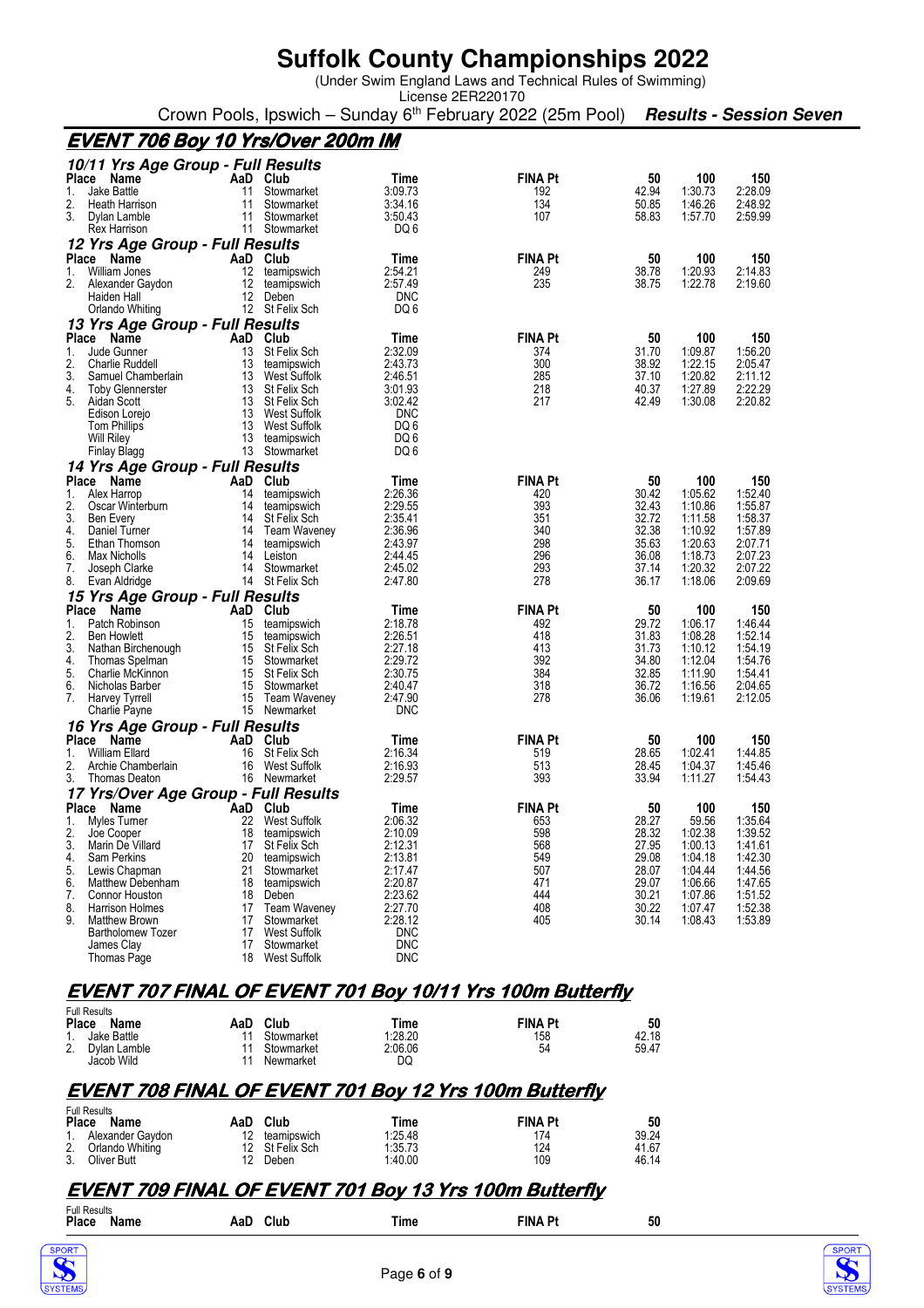# Suffolk County Championships 2022

(Under Swim England Laws and Technical Rules of Swimming)
License 2ER220170

Crown Pools, Ipswich – Sunday 6th February 2022 (25m Pool) ***Results - Session Seven***

## EVENT 706 Boy 10 Yrs/Over 200m IM

### 10/11 Yrs Age Group - Full Results

| Place | Name | AaD | Club | Time | FINA Pt | 50 | 100 | 150 |
|---|---|---|---|---|---|---|---|---|
| 1. | Jake Battle | 11 | Stowmarket | 3:09.73 | 192 | 42.94 | 1:30.73 | 2:28.09 |
| 2. | Heath Harrison | 11 | Stowmarket | 3:34.16 | 134 | 50.85 | 1:46.26 | 2:48.92 |
| 3. | Dylan Lamble | 11 | Stowmarket | 3:50.43 | 107 | 58.83 | 1:57.70 | 2:59.99 |
| | Rex Harrison | 11 | Stowmarket | DQ 6 | | | | |

### 12 Yrs Age Group - Full Results

| Place | Name | AaD | Club | Time | FINA Pt | 50 | 100 | 150 |
|---|---|---|---|---|---|---|---|---|
| 1. | William Jones | 12 | teamipswich | 2:54.21 | 249 | 38.78 | 1:20.93 | 2:14.83 |
| 2. | Alexander Gaydon | 12 | teamipswich | 2:57.49 | 235 | 38.75 | 1:22.78 | 2:19.60 |
| | Haiden Hall | 12 | Deben | DNC | | | | |
| | Orlando Whiting | 12 | St Felix Sch | DQ 6 | | | | |

### 13 Yrs Age Group - Full Results

| Place | Name | AaD | Club | Time | FINA Pt | 50 | 100 | 150 |
|---|---|---|---|---|---|---|---|---|
| 1. | Jude Gunner | 13 | St Felix Sch | 2:32.09 | 374 | 31.70 | 1:09.87 | 1:56.20 |
| 2. | Charlie Ruddell | 13 | teamipswich | 2:43.73 | 300 | 38.92 | 1:22.15 | 2:05.47 |
| 3. | Samuel Chamberlain | 13 | West Suffolk | 2:46.51 | 285 | 37.10 | 1:20.82 | 2:11.12 |
| 4. | Toby Glennerster | 13 | St Felix Sch | 3:01.93 | 218 | 40.37 | 1:27.89 | 2:22.29 |
| 5. | Aidan Scott | 13 | St Felix Sch | 3:02.42 | 217 | 42.49 | 1:30.08 | 2:20.82 |
| | Edison Lorejo | 13 | West Suffolk | DNC | | | | |
| | Tom Phillips | 13 | West Suffolk | DQ 6 | | | | |
| | Will Riley | 13 | teamipswich | DQ 6 | | | | |
| | Finlay Blagg | 13 | Stowmarket | DQ 6 | | | | |

### 14 Yrs Age Group - Full Results

| Place | Name | AaD | Club | Time | FINA Pt | 50 | 100 | 150 |
|---|---|---|---|---|---|---|---|---|
| 1. | Alex Harrop | 14 | teamipswich | 2:26.36 | 420 | 30.42 | 1:05.62 | 1:52.40 |
| 2. | Oscar Winterburn | 14 | teamipswich | 2:29.55 | 393 | 32.43 | 1:10.86 | 1:55.87 |
| 3. | Ben Every | 14 | St Felix Sch | 2:35.41 | 351 | 32.72 | 1:11.58 | 1:58.37 |
| 4. | Daniel Turner | 14 | Team Waveney | 2:36.96 | 340 | 32.38 | 1:10.92 | 1:57.89 |
| 5. | Ethan Thomson | 14 | teamipswich | 2:43.97 | 298 | 35.63 | 1:20.63 | 2:07.71 |
| 6. | Max Nicholls | 14 | Leiston | 2:44.45 | 296 | 36.08 | 1:18.73 | 2:07.23 |
| 7. | Joseph Clarke | 14 | Stowmarket | 2:45.02 | 293 | 37.14 | 1:20.32 | 2:07.22 |
| 8. | Evan Aldridge | 14 | St Felix Sch | 2:47.80 | 278 | 36.17 | 1:18.06 | 2:09.69 |

### 15 Yrs Age Group - Full Results

| Place | Name | AaD | Club | Time | FINA Pt | 50 | 100 | 150 |
|---|---|---|---|---|---|---|---|---|
| 1. | Patch Robinson | 15 | teamipswich | 2:18.78 | 492 | 29.72 | 1:06.17 | 1:46.44 |
| 2. | Ben Howlett | 15 | teamipswich | 2:26.51 | 418 | 31.83 | 1:08.28 | 1:52.14 |
| 3. | Nathan Birchenough | 15 | St Felix Sch | 2:27.18 | 413 | 31.73 | 1:10.12 | 1:54.19 |
| 4. | Thomas Spelman | 15 | Stowmarket | 2:29.72 | 392 | 34.80 | 1:12.04 | 1:54.76 |
| 5. | Charlie McKinnon | 15 | St Felix Sch | 2:30.75 | 384 | 32.85 | 1:11.90 | 1:54.41 |
| 6. | Nicholas Barber | 15 | Stowmarket | 2:40.47 | 318 | 36.72 | 1:16.56 | 2:04.65 |
| 7. | Harvey Tyrrell | 15 | Team Waveney | 2:47.90 | 278 | 36.06 | 1:19.61 | 2:12.05 |
| | Charlie Payne | 15 | Newmarket | DNC | | | | |

### 16 Yrs Age Group - Full Results

| Place | Name | AaD | Club | Time | FINA Pt | 50 | 100 | 150 |
|---|---|---|---|---|---|---|---|---|
| 1. | William Ellard | 16 | St Felix Sch | 2:16.34 | 519 | 28.65 | 1:02.41 | 1:44.85 |
| 2. | Archie Chamberlain | 16 | West Suffolk | 2:16.93 | 513 | 28.45 | 1:04.37 | 1:45.46 |
| 3. | Thomas Deaton | 16 | Newmarket | 2:29.57 | 393 | 33.94 | 1:11.27 | 1:54.43 |

### 17 Yrs/Over Age Group - Full Results

| Place | Name | AaD | Club | Time | FINA Pt | 50 | 100 | 150 |
|---|---|---|---|---|---|---|---|---|
| 1. | Myles Turner | 22 | West Suffolk | 2:06.32 | 653 | 28.27 | 59.56 | 1:35.64 |
| 2. | Joe Cooper | 18 | teamipswich | 2:10.09 | 598 | 28.32 | 1:02.38 | 1:39.52 |
| 3. | Marin De Villard | 17 | St Felix Sch | 2:12.31 | 568 | 27.95 | 1:00.13 | 1:41.61 |
| 4. | Sam Perkins | 20 | teamipswich | 2:13.81 | 549 | 29.08 | 1:04.18 | 1:42.30 |
| 5. | Lewis Chapman | 21 | Stowmarket | 2:17.47 | 507 | 28.07 | 1:04.44 | 1:44.56 |
| 6. | Matthew Debenham | 18 | teamipswich | 2:20.87 | 471 | 29.07 | 1:06.66 | 1:47.65 |
| 7. | Connor Houston | 18 | Deben | 2:23.62 | 444 | 30.21 | 1:07.86 | 1:51.52 |
| 8. | Harrison Holmes | 17 | Team Waveney | 2:27.70 | 408 | 30.22 | 1:07.47 | 1:52.38 |
| 9. | Matthew Brown | 17 | Stowmarket | 2:28.12 | 405 | 30.14 | 1:08.43 | 1:53.89 |
| | Bartholomew Tozer | 17 | West Suffolk | DNC | | | | |
| | James Clay | 17 | Stowmarket | DNC | | | | |
| | Thomas Page | 18 | West Suffolk | DNC | | | | |

## EVENT 707 FINAL OF EVENT 701 Boy 10/11 Yrs 100m Butterfly

Full Results

| Place | Name | AaD | Club | Time | FINA Pt | 50 |
|---|---|---|---|---|---|---|
| 1. | Jake Battle | 11 | Stowmarket | 1:28.20 | 158 | 42.18 |
| 2. | Dylan Lamble | 11 | Stowmarket | 2:06.06 | 54 | 59.47 |
| | Jacob Wild | 11 | Newmarket | DQ | | |

## EVENT 708 FINAL OF EVENT 701 Boy 12 Yrs 100m Butterfly

Full Results

| Place | Name | AaD | Club | Time | FINA Pt | 50 |
|---|---|---|---|---|---|---|
| 1. | Alexander Gaydon | 12 | teamipswich | 1:25.48 | 174 | 39.24 |
| 2. | Orlando Whiting | 12 | St Felix Sch | 1:35.73 | 124 | 41.67 |
| 3. | Oliver Butt | 12 | Deben | 1:40.00 | 109 | 46.14 |

## EVENT 709 FINAL OF EVENT 701 Boy 13 Yrs 100m Butterfly

Full Results

| Place | Name | AaD | Club | Time | FINA Pt | 50 |
|---|---|---|---|---|---|---|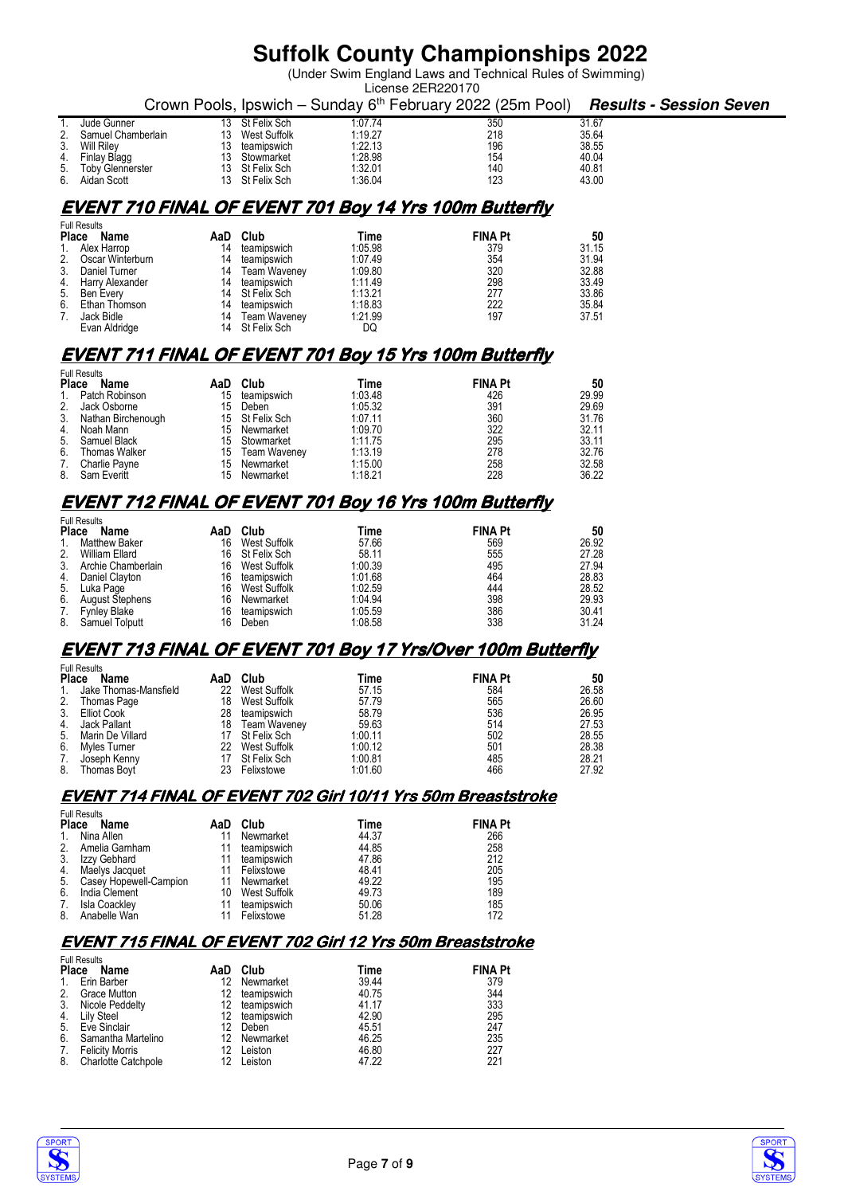# Suffolk County Championships 2022

(Under Swim England Laws and Technical Rules of Swimming)
License 2ER220170

Crown Pools, Ipswich – Sunday 6th February 2022 (25m Pool) ***Results - Session Seven***

| | Name | AaD | Club | Time | FINA Pt | 50 |
|---|---|---|---|---|---|---|
| 1. | Jude Gunner | 13 | St Felix Sch | 1:07.74 | 350 | 31.67 |
| 2. | Samuel Chamberlain | 13 | West Suffolk | 1:19.27 | 218 | 35.64 |
| 3. | Will Riley | 13 | teamipswich | 1:22.13 | 196 | 38.55 |
| 4. | Finlay Blagg | 13 | Stowmarket | 1:28.98 | 154 | 40.04 |
| 5. | Toby Glennerster | 13 | St Felix Sch | 1:32.01 | 140 | 40.81 |
| 6. | Aidan Scott | 13 | St Felix Sch | 1:36.04 | 123 | 43.00 |

## EVENT 710 FINAL OF EVENT 701 Boy 14 Yrs 100m Butterfly

Full Results

| Place | Name | AaD | Club | Time | FINA Pt | 50 |
|---|---|---|---|---|---|---|
| 1. | Alex Harrop | 14 | teamipswich | 1:05.98 | 379 | 31.15 |
| 2. | Oscar Winterburn | 14 | teamipswich | 1:07.49 | 354 | 31.94 |
| 3. | Daniel Turner | 14 | Team Waveney | 1:09.80 | 320 | 32.88 |
| 4. | Harry Alexander | 14 | teamipswich | 1:11.49 | 298 | 33.49 |
| 5. | Ben Every | 14 | St Felix Sch | 1:13.21 | 277 | 33.86 |
| 6. | Ethan Thomson | 14 | teamipswich | 1:18.83 | 222 | 35.84 |
| 7. | Jack Bidle | 14 | Team Waveney | 1:21.99 | 197 | 37.51 |
| | Evan Aldridge | 14 | St Felix Sch | DQ | | |

## EVENT 711 FINAL OF EVENT 701 Boy 15 Yrs 100m Butterfly

Full Results

| Place | Name | AaD | Club | Time | FINA Pt | 50 |
|---|---|---|---|---|---|---|
| 1. | Patch Robinson | 15 | teamipswich | 1:03.48 | 426 | 29.99 |
| 2. | Jack Osborne | 15 | Deben | 1:05.32 | 391 | 29.69 |
| 3. | Nathan Birchenough | 15 | St Felix Sch | 1:07.11 | 360 | 31.76 |
| 4. | Noah Mann | 15 | Newmarket | 1:09.70 | 322 | 32.11 |
| 5. | Samuel Black | 15 | Stowmarket | 1:11.75 | 295 | 33.11 |
| 6. | Thomas Walker | 15 | Team Waveney | 1:13.19 | 278 | 32.76 |
| 7. | Charlie Payne | 15 | Newmarket | 1:15.00 | 258 | 32.58 |
| 8. | Sam Everitt | 15 | Newmarket | 1:18.21 | 228 | 36.22 |

## EVENT 712 FINAL OF EVENT 701 Boy 16 Yrs 100m Butterfly

Full Results

| Place | Name | AaD | Club | Time | FINA Pt | 50 |
|---|---|---|---|---|---|---|
| 1. | Matthew Baker | 16 | West Suffolk | 57.66 | 569 | 26.92 |
| 2. | William Ellard | 16 | St Felix Sch | 58.11 | 555 | 27.28 |
| 3. | Archie Chamberlain | 16 | West Suffolk | 1:00.39 | 495 | 27.94 |
| 4. | Daniel Clayton | 16 | teamipswich | 1:01.68 | 464 | 28.83 |
| 5. | Luka Page | 16 | West Suffolk | 1:02.59 | 444 | 28.52 |
| 6. | August Stephens | 16 | Newmarket | 1:04.94 | 398 | 29.93 |
| 7. | Fynley Blake | 16 | teamipswich | 1:05.59 | 386 | 30.41 |
| 8. | Samuel Tolputt | 16 | Deben | 1:08.58 | 338 | 31.24 |

## EVENT 713 FINAL OF EVENT 701 Boy 17 Yrs/Over 100m Butterfly

Full Results

| Place | Name | AaD | Club | Time | FINA Pt | 50 |
|---|---|---|---|---|---|---|
| 1. | Jake Thomas-Mansfield | 22 | West Suffolk | 57.15 | 584 | 26.58 |
| 2. | Thomas Page | 18 | West Suffolk | 57.79 | 565 | 26.60 |
| 3. | Elliot Cook | 28 | teamipswich | 58.79 | 536 | 26.95 |
| 4. | Jack Pallant | 18 | Team Waveney | 59.63 | 514 | 27.53 |
| 5. | Marin De Villard | 17 | St Felix Sch | 1:00.11 | 502 | 28.55 |
| 6. | Myles Turner | 22 | West Suffolk | 1:00.12 | 501 | 28.38 |
| 7. | Joseph Kenny | 17 | St Felix Sch | 1:00.81 | 485 | 28.21 |
| 8. | Thomas Boyt | 23 | Felixstowe | 1:01.60 | 466 | 27.92 |

## EVENT 714 FINAL OF EVENT 702 Girl 10/11 Yrs 50m Breaststroke

Full Results

| Place | Name | AaD | Club | Time | FINA Pt |
|---|---|---|---|---|---|
| 1. | Nina Allen | 11 | Newmarket | 44.37 | 266 |
| 2. | Amelia Garnham | 11 | teamipswich | 44.85 | 258 |
| 3. | Izzy Gebhard | 11 | teamipswich | 47.86 | 212 |
| 4. | Maelys Jacquet | 11 | Felixstowe | 48.41 | 205 |
| 5. | Casey Hopewell-Campion | 11 | Newmarket | 49.22 | 195 |
| 6. | India Clement | 10 | West Suffolk | 49.73 | 189 |
| 7. | Isla Coackley | 11 | teamipswich | 50.06 | 185 |
| 8. | Anabelle Wan | 11 | Felixstowe | 51.28 | 172 |

## EVENT 715 FINAL OF EVENT 702 Girl 12 Yrs 50m Breaststroke

Full Results

| Place | Name | AaD | Club | Time | FINA Pt |
|---|---|---|---|---|---|
| 1. | Erin Barber | 12 | Newmarket | 39.44 | 379 |
| 2. | Grace Mutton | 12 | teamipswich | 40.75 | 344 |
| 3. | Nicole Peddelty | 12 | teamipswich | 41.17 | 333 |
| 4. | Lily Steel | 12 | teamipswich | 42.90 | 295 |
| 5. | Eve Sinclair | 12 | Deben | 45.51 | 247 |
| 6. | Samantha Martelino | 12 | Newmarket | 46.25 | 235 |
| 7. | Felicity Morris | 12 | Leiston | 46.80 | 227 |
| 8. | Charlotte Catchpole | 12 | Leiston | 47.22 | 221 |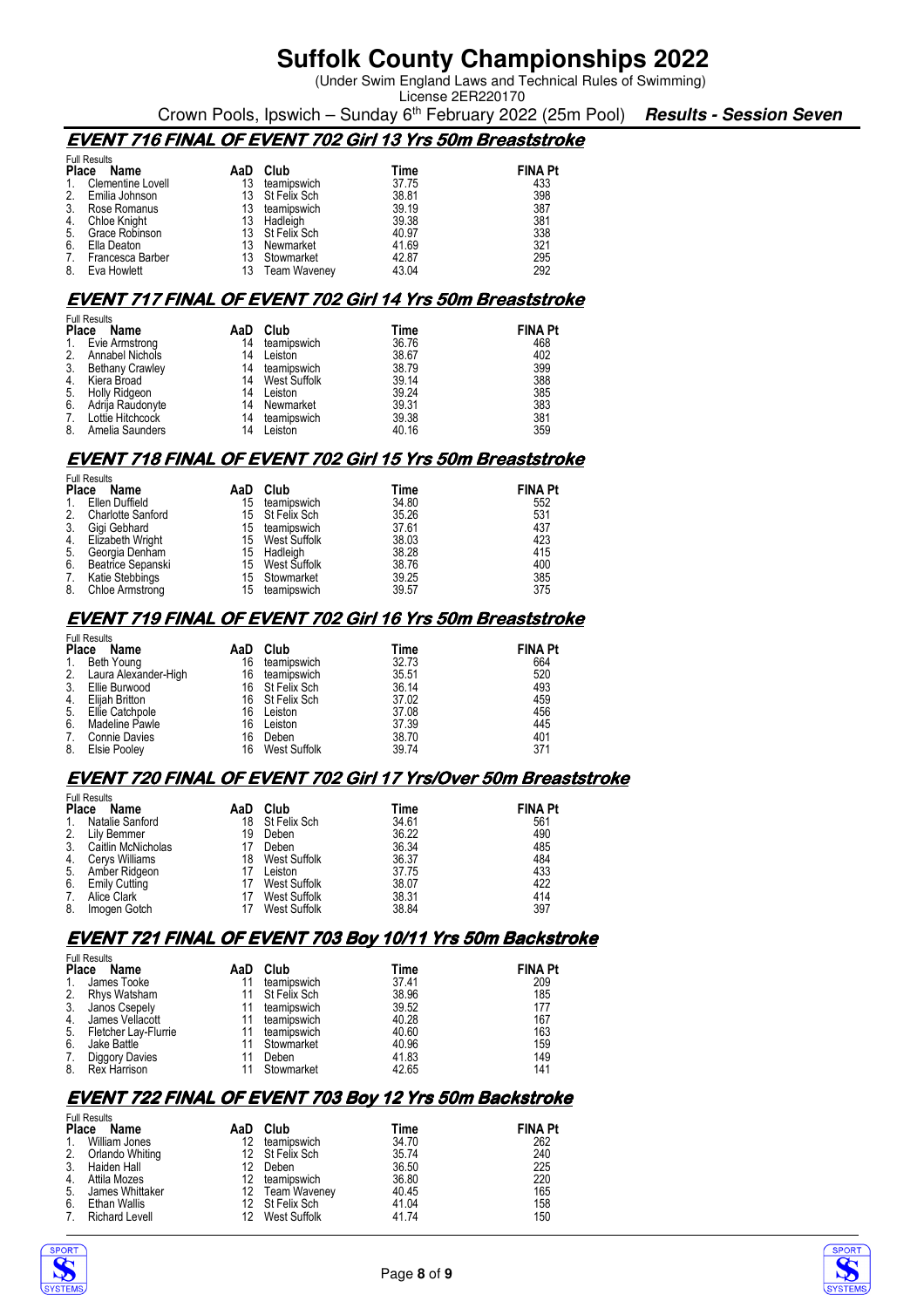# Suffolk County Championships 2022

(Under Swim England Laws and Technical Rules of Swimming)
License 2ER220170

Crown Pools, Ipswich – Sunday 6th February 2022 (25m Pool) ***Results - Session Seven***

## EVENT 716 FINAL OF EVENT 702 Girl 13 Yrs 50m Breaststroke

Full Results

| Place | Name | AaD | Club | Time | FINA Pt |
|---|---|---|---|---|---|
| 1. | Clementine Lovell | 13 | teamipswich | 37.75 | 433 |
| 2. | Emilia Johnson | 13 | St Felix Sch | 38.81 | 398 |
| 3. | Rose Romanus | 13 | teamipswich | 39.19 | 387 |
| 4. | Chloe Knight | 13 | Hadleigh | 39.38 | 381 |
| 5. | Grace Robinson | 13 | St Felix Sch | 40.97 | 338 |
| 6. | Ella Deaton | 13 | Newmarket | 41.69 | 321 |
| 7. | Francesca Barber | 13 | Stowmarket | 42.87 | 295 |
| 8. | Eva Howlett | 13 | Team Waveney | 43.04 | 292 |

## EVENT 717 FINAL OF EVENT 702 Girl 14 Yrs 50m Breaststroke

Full Results

| Place | Name | AaD | Club | Time | FINA Pt |
|---|---|---|---|---|---|
| 1. | Evie Armstrong | 14 | teamipswich | 36.76 | 468 |
| 2. | Annabel Nichols | 14 | Leiston | 38.67 | 402 |
| 3. | Bethany Crawley | 14 | teamipswich | 38.79 | 399 |
| 4. | Kiera Broad | 14 | West Suffolk | 39.14 | 388 |
| 5. | Holly Ridgeon | 14 | Leiston | 39.24 | 385 |
| 6. | Adrija Raudonyte | 14 | Newmarket | 39.31 | 383 |
| 7. | Lottie Hitchcock | 14 | teamipswich | 39.38 | 381 |
| 8. | Amelia Saunders | 14 | Leiston | 40.16 | 359 |

## EVENT 718 FINAL OF EVENT 702 Girl 15 Yrs 50m Breaststroke

Full Results

| Place | Name | AaD | Club | Time | FINA Pt |
|---|---|---|---|---|---|
| 1. | Ellen Duffield | 15 | teamipswich | 34.80 | 552 |
| 2. | Charlotte Sanford | 15 | St Felix Sch | 35.26 | 531 |
| 3. | Gigi Gebhard | 15 | teamipswich | 37.61 | 437 |
| 4. | Elizabeth Wright | 15 | West Suffolk | 38.03 | 423 |
| 5. | Georgia Denham | 15 | Hadleigh | 38.28 | 415 |
| 6. | Beatrice Sepanski | 15 | West Suffolk | 38.76 | 400 |
| 7. | Katie Stebbings | 15 | Stowmarket | 39.25 | 385 |
| 8. | Chloe Armstrong | 15 | teamipswich | 39.57 | 375 |

## EVENT 719 FINAL OF EVENT 702 Girl 16 Yrs 50m Breaststroke

Full Results

| Place | Name | AaD | Club | Time | FINA Pt |
|---|---|---|---|---|---|
| 1. | Beth Young | 16 | teamipswich | 32.73 | 664 |
| 2. | Laura Alexander-High | 16 | teamipswich | 35.51 | 520 |
| 3. | Ellie Burwood | 16 | St Felix Sch | 36.14 | 493 |
| 4. | Elijah Britton | 16 | St Felix Sch | 37.02 | 459 |
| 5. | Ellie Catchpole | 16 | Leiston | 37.08 | 456 |
| 6. | Madeline Pawle | 16 | Leiston | 37.39 | 445 |
| 7. | Connie Davies | 16 | Deben | 38.70 | 401 |
| 8. | Elsie Pooley | 16 | West Suffolk | 39.74 | 371 |

## EVENT 720 FINAL OF EVENT 702 Girl 17 Yrs/Over 50m Breaststroke

Full Results

| Place | Name | AaD | Club | Time | FINA Pt |
|---|---|---|---|---|---|
| 1. | Natalie Sanford | 18 | St Felix Sch | 34.61 | 561 |
| 2. | Lily Bemmer | 19 | Deben | 36.22 | 490 |
| 3. | Caitlin McNicholas | 17 | Deben | 36.34 | 485 |
| 4. | Cerys Williams | 18 | West Suffolk | 36.37 | 484 |
| 5. | Amber Ridgeon | 17 | Leiston | 37.75 | 433 |
| 6. | Emily Cutting | 17 | West Suffolk | 38.07 | 422 |
| 7. | Alice Clark | 17 | West Suffolk | 38.31 | 414 |
| 8. | Imogen Gotch | 17 | West Suffolk | 38.84 | 397 |

## EVENT 721 FINAL OF EVENT 703 Boy 10/11 Yrs 50m Backstroke

Full Results

| Place | Name | AaD | Club | Time | FINA Pt |
|---|---|---|---|---|---|
| 1. | James Tooke | 11 | teamipswich | 37.41 | 209 |
| 2. | Rhys Watsham | 11 | St Felix Sch | 38.96 | 185 |
| 3. | Janos Csepely | 11 | teamipswich | 39.52 | 177 |
| 4. | James Vellacott | 11 | teamipswich | 40.28 | 167 |
| 5. | Fletcher Lay-Flurrie | 11 | teamipswich | 40.60 | 163 |
| 6. | Jake Battle | 11 | Stowmarket | 40.96 | 159 |
| 7. | Diggory Davies | 11 | Deben | 41.83 | 149 |
| 8. | Rex Harrison | 11 | Stowmarket | 42.65 | 141 |

## EVENT 722 FINAL OF EVENT 703 Boy 12 Yrs 50m Backstroke

Full Results

| Place | Name | AaD | Club | Time | FINA Pt |
|---|---|---|---|---|---|
| 1. | William Jones | 12 | teamipswich | 34.70 | 262 |
| 2. | Orlando Whiting | 12 | St Felix Sch | 35.74 | 240 |
| 3. | Haiden Hall | 12 | Deben | 36.50 | 225 |
| 4. | Attila Mozes | 12 | teamipswich | 36.80 | 220 |
| 5. | James Whittaker | 12 | Team Waveney | 40.45 | 165 |
| 6. | Ethan Wallis | 12 | St Felix Sch | 41.04 | 158 |
| 7. | Richard Levell | 12 | West Suffolk | 41.74 | 150 |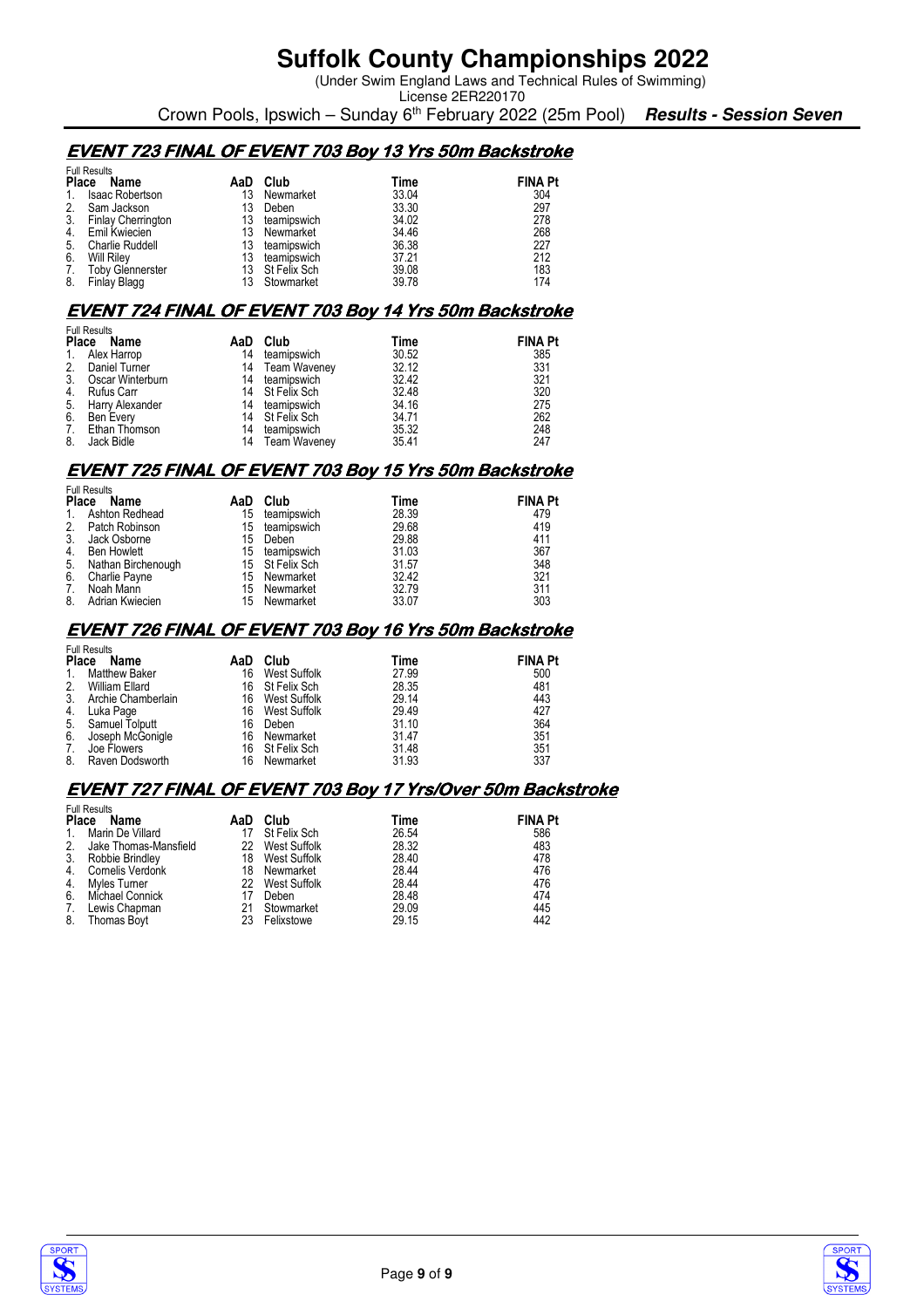# Suffolk County Championships 2022

(Under Swim England Laws and Technical Rules of Swimming)
License 2ER220170

Crown Pools, Ipswich – Sunday 6th February 2022 (25m Pool) ***Results - Session Seven***

## EVENT 723 FINAL OF EVENT 703 Boy 13 Yrs 50m Backstroke

Full Results

| Place | Name | AaD | Club | Time | FINA Pt |
|---|---|---|---|---|---|
| 1. | Isaac Robertson | 13 | Newmarket | 33.04 | 304 |
| 2. | Sam Jackson | 13 | Deben | 33.30 | 297 |
| 3. | Finlay Cherrington | 13 | teamipswich | 34.02 | 278 |
| 4. | Emil Kwiecien | 13 | Newmarket | 34.46 | 268 |
| 5. | Charlie Ruddell | 13 | teamipswich | 36.38 | 227 |
| 6. | Will Riley | 13 | teamipswich | 37.21 | 212 |
| 7. | Toby Glennerster | 13 | St Felix Sch | 39.08 | 183 |
| 8. | Finlay Blagg | 13 | Stowmarket | 39.78 | 174 |

## EVENT 724 FINAL OF EVENT 703 Boy 14 Yrs 50m Backstroke

Full Results

| Place | Name | AaD | Club | Time | FINA Pt |
|---|---|---|---|---|---|
| 1. | Alex Harrop | 14 | teamipswich | 30.52 | 385 |
| 2. | Daniel Turner | 14 | Team Waveney | 32.12 | 331 |
| 3. | Oscar Winterburn | 14 | teamipswich | 32.42 | 321 |
| 4. | Rufus Carr | 14 | St Felix Sch | 32.48 | 320 |
| 5. | Harry Alexander | 14 | teamipswich | 34.16 | 275 |
| 6. | Ben Every | 14 | St Felix Sch | 34.71 | 262 |
| 7. | Ethan Thomson | 14 | teamipswich | 35.32 | 248 |
| 8. | Jack Bidle | 14 | Team Waveney | 35.41 | 247 |

## EVENT 725 FINAL OF EVENT 703 Boy 15 Yrs 50m Backstroke

Full Results

| Place | Name | AaD | Club | Time | FINA Pt |
|---|---|---|---|---|---|
| 1. | Ashton Redhead | 15 | teamipswich | 28.39 | 479 |
| 2. | Patch Robinson | 15 | teamipswich | 29.68 | 419 |
| 3. | Jack Osborne | 15 | Deben | 29.88 | 411 |
| 4. | Ben Howlett | 15 | teamipswich | 31.03 | 367 |
| 5. | Nathan Birchenough | 15 | St Felix Sch | 31.57 | 348 |
| 6. | Charlie Payne | 15 | Newmarket | 32.42 | 321 |
| 7. | Noah Mann | 15 | Newmarket | 32.79 | 311 |
| 8. | Adrian Kwiecien | 15 | Newmarket | 33.07 | 303 |

## EVENT 726 FINAL OF EVENT 703 Boy 16 Yrs 50m Backstroke

Full Results

| Place | Name | AaD | Club | Time | FINA Pt |
|---|---|---|---|---|---|
| 1. | Matthew Baker | 16 | West Suffolk | 27.99 | 500 |
| 2. | William Ellard | 16 | St Felix Sch | 28.35 | 481 |
| 3. | Archie Chamberlain | 16 | West Suffolk | 29.14 | 443 |
| 4. | Luka Page | 16 | West Suffolk | 29.49 | 427 |
| 5. | Samuel Tolputt | 16 | Deben | 31.10 | 364 |
| 6. | Joseph McGonigle | 16 | Newmarket | 31.47 | 351 |
| 7. | Joe Flowers | 16 | St Felix Sch | 31.48 | 351 |
| 8. | Raven Dodsworth | 16 | Newmarket | 31.93 | 337 |

## EVENT 727 FINAL OF EVENT 703 Boy 17 Yrs/Over 50m Backstroke

Full Results

| Place | Name | AaD | Club | Time | FINA Pt |
|---|---|---|---|---|---|
| 1. | Marin De Villard | 17 | St Felix Sch | 26.54 | 586 |
| 2. | Jake Thomas-Mansfield | 22 | West Suffolk | 28.32 | 483 |
| 3. | Robbie Brindley | 18 | West Suffolk | 28.40 | 478 |
| 4. | Cornelis Verdonk | 18 | Newmarket | 28.44 | 476 |
| 4. | Myles Turner | 22 | West Suffolk | 28.44 | 476 |
| 6. | Michael Connick | 17 | Deben | 28.48 | 474 |
| 7. | Lewis Chapman | 21 | Stowmarket | 29.09 | 445 |
| 8. | Thomas Boyt | 23 | Felixstowe | 29.15 | 442 |